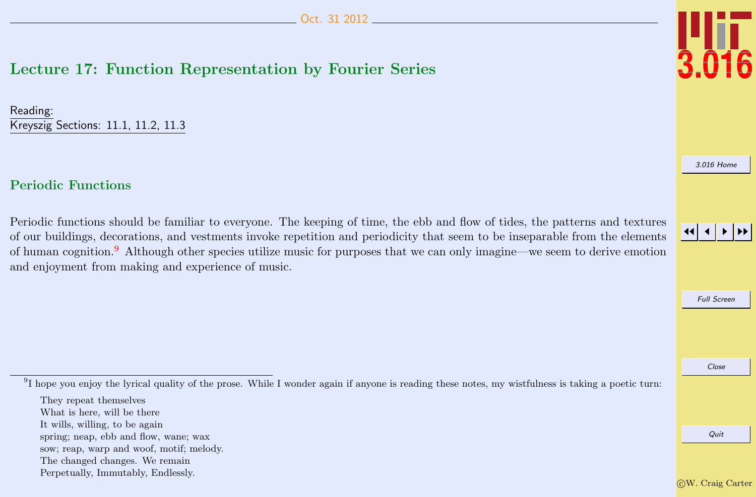Oct. 31 2012

# Lecture 17: Function Representation by Fourier Series

Reading:
Kreyszig Sections: 11.1, 11.2, 11.3

## Periodic Functions

Periodic functions should be familiar to everyone. The keeping of time, the ebb and flow of tides, the patterns and textures of our buildings, decorations, and vestments invoke repetition and periodicity that seem to be inseparable from the elements of human cognition.[9] Although other species utilize music for purposes that we can only imagine—we seem to derive emotion and enjoyment from making and experience of music.

---

[9] I hope you enjoy the lyrical quality of the prose. While I wonder again if anyone is reading these notes, my wistfulness is taking a poetic turn:

They repeat themselves
What is here, will be there
It wills, willing, to be again
spring; neap, ebb and flow, wane; wax
sow; reap, warp and woof, motif; melody.
The changed changes. We remain
Perpetually, Immutably, Endlessly.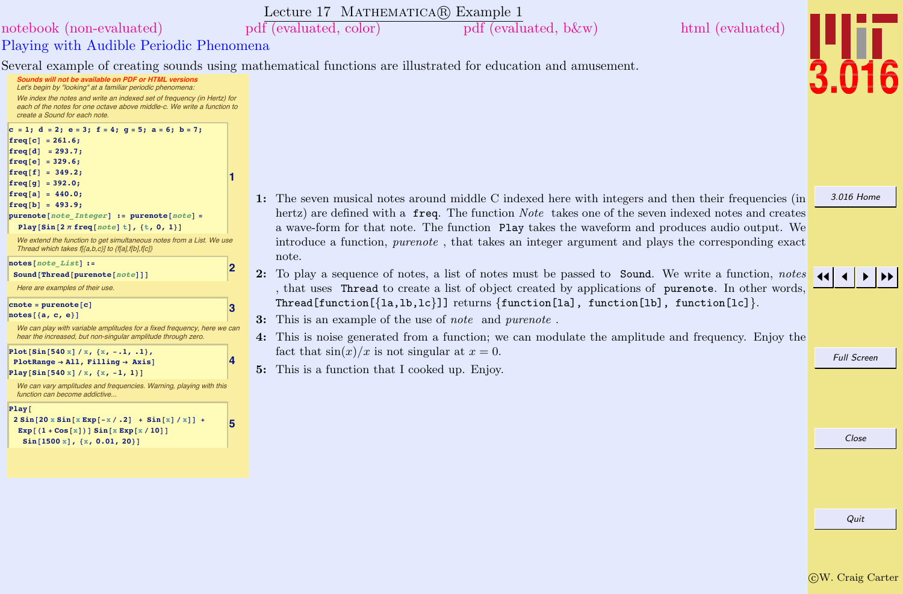# Lecture 17 Mathematica® Example 1

notebook (non-evaluated) pdf (evaluated, color) pdf (evaluated, b&w) html (evaluated)

## Playing with Audible Periodic Phenomena

Several example of creating sounds using mathematical functions are illustrated for education and amusement.

*Sounds will not be available on PDF or HTML versions*

*Let's begin by "looking" at a familiar periodic phenomena:*

*We index the notes and write an indexed set of frequency (in Hertz) for each of the notes for one octave above middle-c. We write a function to create a Sound for each note.*

```
c = 1; d = 2; e = 3; f = 4; g = 5; a = 6; b = 7;
freq[c] = 261.6;
freq[d]  = 293.7;
freq[e] = 329.6;
freq[f] = 349.2;
freq[g] = 392.0;
freq[a] = 440.0;
freq[b] = 493.9;
purenote[note_Integer] := purenote[note] =
  Play[Sin[2 π freq[note] t], {t, 0, 1}]
```
**1**

*We extend the function to get simultaneous notes from a List. We use Thread which takes f[{a,b,c}] to {f[a],f[b],f[c]}*

```
notes[note_List] :=
 Sound[Thread[purenote[note]]]
```
**2**

*Here are examples of their use.*

```
cnote = purenote[c]
notes[{a, c, e}]
```
**3**

*We can play with variable amplitudes for a fixed frequency, here we can hear the increased, but non-singular amplitude through zero.*

```
Plot[Sin[540 x] / x, {x, -.1, .1},
 PlotRange → All, Filling → Axis]
Play[Sin[540 x] / x, {x, -1, 1}]
```
**4**

*We can vary amplitudes and frequencies. Warning, playing with this function can become addictive...*

```
Play[
 2 Sin[20 x Sin[x Exp[-x / .2]  + Sin[x] / x]] +
  Exp[(1 + Cos[x])] Sin[x Exp[x / 10]]
   Sin[1500 x], {x, 0.01, 20}]
```
**5**

**1:** The seven musical notes around middle C indexed here with integers and then their frequencies (in hertz) are defined with a `freq`. The function *Note* takes one of the seven indexed notes and creates a wave-form for that note. The function `Play` takes the waveform and produces audio output. We introduce a function, *purenote* , that takes an integer argument and plays the corresponding exact note.

**2:** To play a sequence of notes, a list of notes must be passed to `Sound`. We write a function, *notes* , that uses `Thread` to create a list of object created by applications of `purenote`. In other words, `Thread[function[{la,lb,lc}]]` returns `{function[la], function[lb], function[lc]}`.

**3:** This is an example of the use of *note* and *purenote* .

**4:** This is noise generated from a function; we can modulate the amplitude and frequency. Enjoy the fact that $\sin(x)/x$ is not singular at $x = 0$.

**5:** This is a function that I cooked up. Enjoy.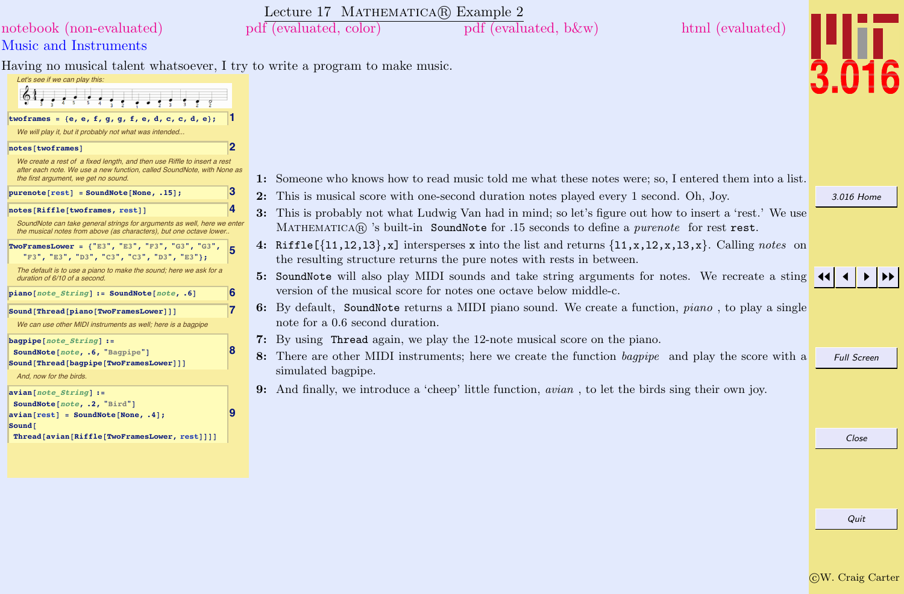# Lecture 17 Mathematica® Example 2

notebook (non-evaluated) pdf (evaluated, color) pdf (evaluated, b&w) html (evaluated)

## Music and Instruments

Having no musical talent whatsoever, I try to write a program to make music.

Let's see if we can play this:

```
twoframes = {e, e, f, g, g, f, e, d, c, c, d, e};
```

We will play it, but it probably not what was intended...

```
notes[twoframes]
```

We create a rest of a fixed length, and then use Riffle to insert a rest after each note. We use a new function, called SoundNote, with None as the first argument, we get no sound.

```
purenote[rest] = SoundNote[None, .15];
```

```
notes[Riffle[twoframes, rest]]
```

SoundNote can take general strings for arguments as well, here we enter the musical notes from above (as characters), but one octave lower..

```
TwoFramesLower = {"E3", "E3", "F3", "G3", "G3",
   "F3", "E3", "D3", "C3", "C3", "D3", "E3"};
```

The default is to use a piano to make the sound; here we ask for a duration of 6/10 of a second.

```
piano[note_String] := SoundNote[note, .6]
```

```
Sound[Thread[piano[TwoFramesLower]]]
```

We can use other MIDI instruments as well; here is a bagpipe

```
bagpipe[note_String] :=
 SoundNote[note, .6, "Bagpipe"]
Sound[Thread[bagpipe[TwoFramesLower]]]
```

And, now for the birds.

```
avian[note_String] :=
 SoundNote[note, .2, "Bird"]
avian[rest] = SoundNote[None, .4];
Sound[
 Thread[avian[Riffle[TwoFramesLower, rest]]]]
```

1: Someone who knows how to read music told me what these notes were; so, I entered them into a list.

2: This is musical score with one-second duration notes played every 1 second. Oh, Joy.

3: This is probably not what Ludwig Van had in mind; so let's figure out how to insert a 'rest.' We use Mathematica® 's built-in `SoundNote` for .15 seconds to define a *purenote* for rest `rest`.

4: `Riffle[{l1,l2,l3},x]` intersperses `x` into the list and returns `{l1,x,l2,x,l3,x}`. Calling *notes* on the resulting structure returns the pure notes with rests in between.

5: `SoundNote` will also play MIDI sounds and take string arguments for notes. We recreate a sting version of the musical score for notes one octave below middle-c.

6: By default, `SoundNote` returns a MIDI piano sound. We create a function, *piano* , to play a single note for a 0.6 second duration.

7: By using `Thread` again, we play the 12-note musical score on the piano.

8: There are other MIDI instruments; here we create the function *bagpipe* and play the score with a simulated bagpipe.

9: And finally, we introduce a 'cheep' little function, *avian* , to let the birds sing their own joy.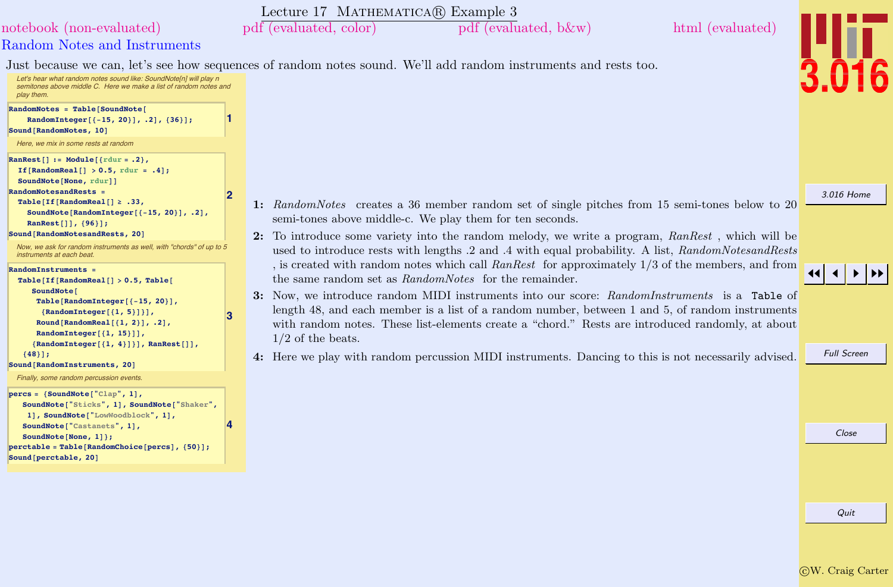# Lecture 17 Mathematica® Example 3

notebook (non-evaluated) pdf (evaluated, color) pdf (evaluated, b&w) html (evaluated)

## Random Notes and Instruments

Just because we can, let's see how sequences of random notes sound. We'll add random instruments and rests too.

*Let's hear what random notes sound like: SoundNote[n] will play n semitones above middle C. Here we make a list of random notes and play them.*

```
RandomNotes = Table[SoundNote[
    RandomInteger[{-15, 20}], .2], {36}];
Sound[RandomNotes, 10]
```
**1**

*Here, we mix in some rests at random*

```
RanRest[] := Module[{rdur = .2},
  If[RandomReal[] > 0.5, rdur = .4];
  SoundNote[None, rdur]]
RandomNotesandRests =
  Table[If[RandomReal[] ≥ .33,
    SoundNote[RandomInteger[{-15, 20}], .2],
    RanRest[]], {96}];
Sound[RandomNotesandRests, 20]
```
**2**

*Now, we ask for random instruments as well, with "chords" of up to 5 instruments at each beat.*

```
RandomInstruments =
  Table[If[RandomReal[] > 0.5, Table[
     SoundNote[
      Table[RandomInteger[{-15, 20}],
       {RandomInteger[{1, 5}]}],
      Round[RandomReal[{1, 2}], .2],
      RandomInteger[{1, 15}]],
     {RandomInteger[{1, 4}]}], RanRest[]],
   {48}];
Sound[RandomInstruments, 20]
```
**3**

*Finally, some random percussion events.*

```
percs = {SoundNote["Clap", 1],
   SoundNote["Sticks", 1], SoundNote["Shaker",
    1], SoundNote["LowWoodblock", 1],
   SoundNote["Castanets", 1],
   SoundNote[None, 1]};
perctable = Table[RandomChoice[percs], {50}];
Sound[perctable, 20]
```
**4**

**1:** *RandomNotes* creates a 36 member random set of single pitches from 15 semi-tones below to 20 semi-tones above middle-c. We play them for ten seconds.

**2:** To introduce some variety into the random melody, we write a program, *RanRest*, which will be used to introduce rests with lengths .2 and .4 with equal probability. A list, *RandomNotesandRests*, is created with random notes which call *RanRest* for approximately 1/3 of the members, and from the same random set as *RandomNotes* for the remainder.

**3:** Now, we introduce random MIDI instruments into our score: *RandomInstruments* is a `Table` of length 48, and each member is a list of a random number, between 1 and 5, of random instruments with random notes. These list-elements create a "chord." Rests are introduced randomly, at about 1/2 of the beats.

**4:** Here we play with random percussion MIDI instruments. Dancing to this is not necessarily advised.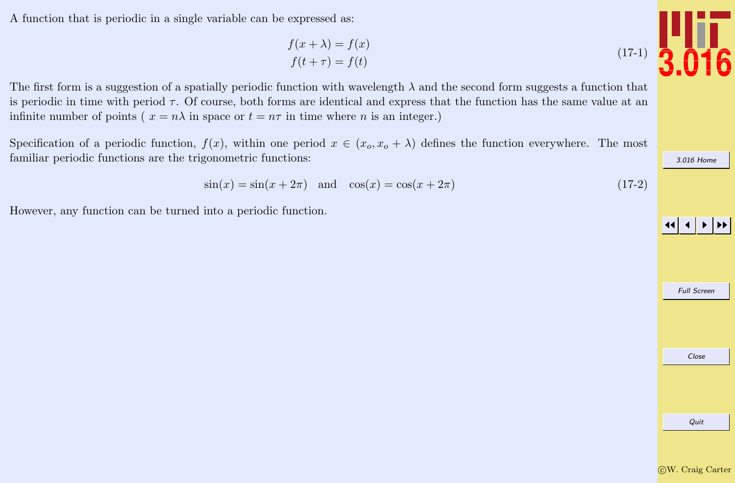A function that is periodic in a single variable can be expressed as:

$$
\begin{aligned}
f(x+\lambda) &= f(x) \\
f(t+\tau) &= f(t)
\end{aligned}
\tag{17-1}
$$

The first form is a suggestion of a spatially periodic function with wavelength $\lambda$ and the second form suggests a function that is periodic in time with period $\tau$. Of course, both forms are identical and express that the function has the same value at an infinite number of points ( $x = n\lambda$ in space or $t = n\tau$ in time where $n$ is an integer.)

Specification of a periodic function, $f(x)$, within one period $x \in (x_o, x_o + \lambda)$ defines the function everywhere. The most familiar periodic functions are the trigonometric functions:

$$
\sin(x) = \sin(x + 2\pi) \quad \text{and} \quad \cos(x) = \cos(x + 2\pi) \tag{17-2}
$$

However, any function can be turned into a periodic function.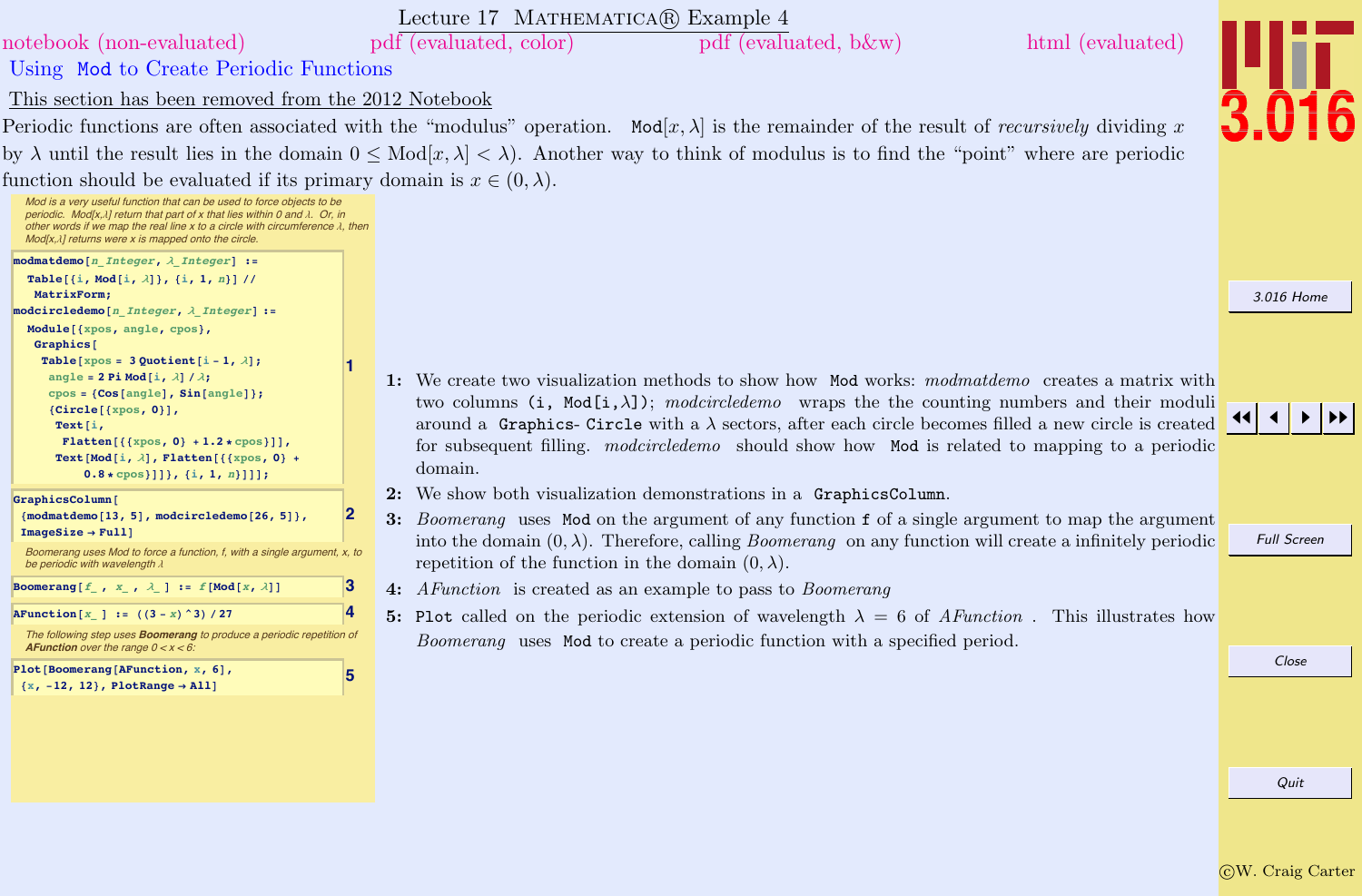## Using `Mod` to Create Periodic Functions

This section has been removed from the 2012 Notebook

Periodic functions are often associated with the "modulus" operation. Mod$[x, \lambda]$ is the remainder of the result of *recursively* dividing $x$ by $\lambda$ until the result lies in the domain $0 \leq \text{Mod}[x, \lambda] < \lambda$). Another way to think of modulus is to find the "point" where are periodic function should be evaluated if its primary domain is $x \in (0, \lambda)$.

*Mod is a very useful function that can be used to force objects to be periodic. Mod[x,λ] return that part of x that lies within 0 and λ. Or, in other words if we map the real line x to a circle with circumference λ, then Mod[x,λ] returns were x is mapped onto the circle.*

```
modmatdemo[n_Integer, λ_Integer] :=
  Table[{i, Mod[i, λ]}, {i, 1, n}] //
   MatrixForm;
modcircledemo[n_Integer, λ_Integer] :=
  Module[{xpos, angle, cpos},
   Graphics[
    Table[xpos = 3 Quotient[i - 1, λ];
     angle = 2 Pi Mod[i, λ] / λ;
     cpos = {Cos[angle], Sin[angle]};
     {Circle[{xpos, 0}],
      Text[i,
       Flatten[{{xpos, 0} + 1.2 * cpos}]],
      Text[Mod[i, λ], Flatten[{{xpos, 0} +
           0.8 * cpos}]]}, {i, 1, n}]]];
```
(1)

```
GraphicsColumn[
 {modmatdemo[13, 5], modcircledemo[26, 5]},
 ImageSize → Full]
```
(2)

*Boomerang uses Mod to force a function, f, with a single argument, x, to be periodic with wavelength λ*

```
Boomerang[f_ , x_ , λ_ ] := f[Mod[x, λ]]
```
(3)

```
AFunction[x_ ] := ((3 - x)^3) / 27
```
(4)

*The following step uses **Boomerang** to produce a periodic repetition of **AFunction** over the range 0 < x < 6:*

```
Plot[Boomerang[AFunction, x, 6],
 {x, -12, 12}, PlotRange → All]
```
(5)

**1:** We create two visualization methods to show how `Mod` works: *modmatdemo* creates a matrix with two columns `(i, Mod[i,λ])`; *modcircledemo* wraps the the counting numbers and their moduli around a `Graphics- Circle` with a $\lambda$ sectors, after each circle becomes filled a new circle is created for subsequent filling. *modcircledemo* should show how `Mod` is related to mapping to a periodic domain.

**2:** We show both visualization demonstrations in a `GraphicsColumn`.

**3:** *Boomerang* uses `Mod` on the argument of any function `f` of a single argument to map the argument into the domain $(0, \lambda)$. Therefore, calling *Boomerang* on any function will create a infinitely periodic repetition of the function in the domain $(0, \lambda)$.

**4:** *AFunction* is created as an example to pass to *Boomerang*

**5:** `Plot` called on the periodic extension of wavelength $\lambda = 6$ of *AFunction*. This illustrates how *Boomerang* uses `Mod` to create a periodic function with a specified period.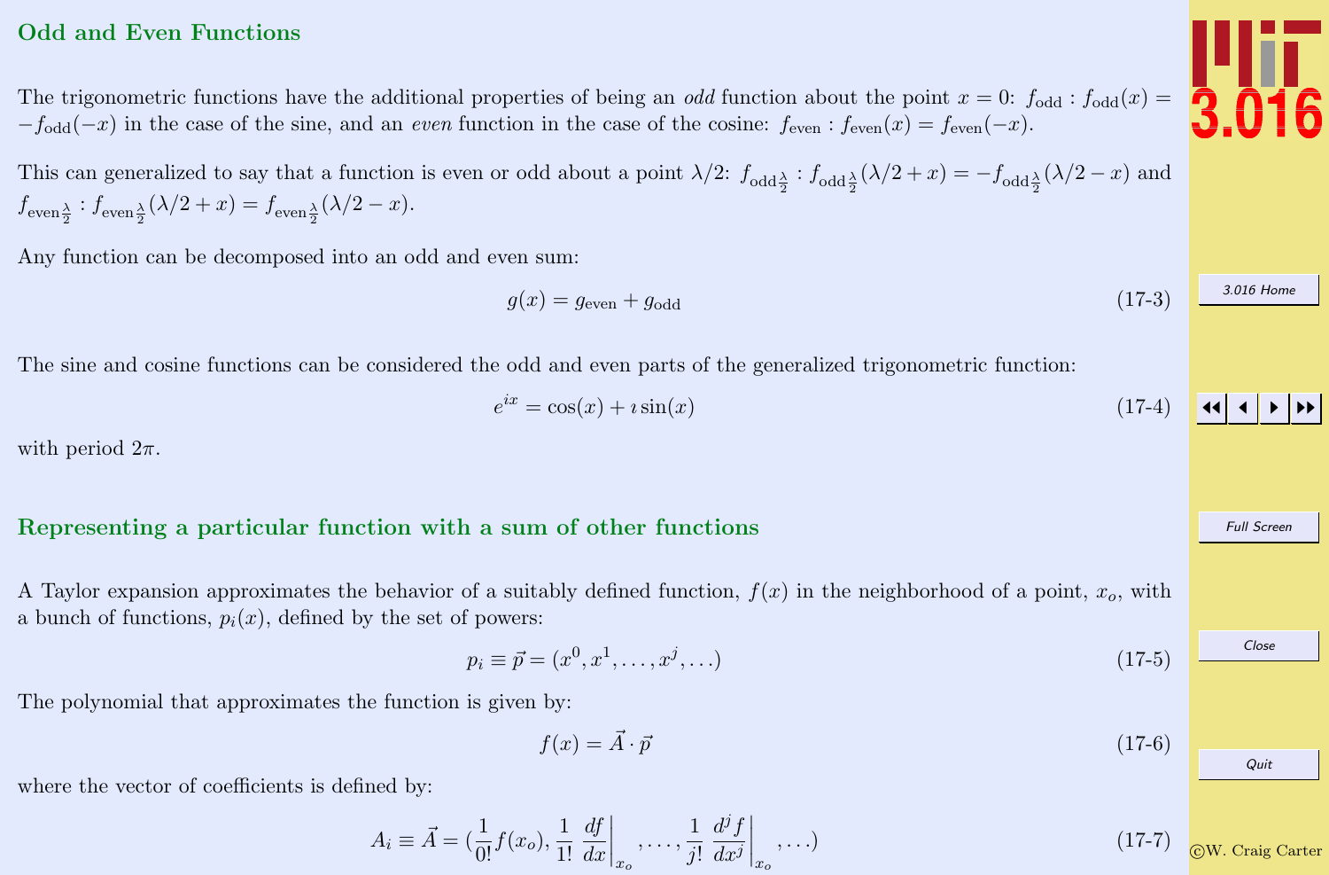## Odd and Even Functions

The trigonometric functions have the additional properties of being an *odd* function about the point $x = 0$: $f_{\text{odd}} : f_{\text{odd}}(x) = -f_{\text{odd}}(-x)$ in the case of the sine, and an *even* function in the case of the cosine: $f_{\text{even}} : f_{\text{even}}(x) = f_{\text{even}}(-x)$.

This can generalized to say that a function is even or odd about a point $\lambda/2$: $f_{\text{odd}\frac{\lambda}{2}} : f_{\text{odd}\frac{\lambda}{2}}(\lambda/2 + x) = -f_{\text{odd}\frac{\lambda}{2}}(\lambda/2 - x)$ and $f_{\text{even}\frac{\lambda}{2}} : f_{\text{even}\frac{\lambda}{2}}(\lambda/2 + x) = f_{\text{even}\frac{\lambda}{2}}(\lambda/2 - x)$.

Any function can be decomposed into an odd and even sum:

$$g(x) = g_{\text{even}} + g_{\text{odd}} \tag{17-3}$$

The sine and cosine functions can be considered the odd and even parts of the generalized trigonometric function:

$$e^{ix} = \cos(x) + \imath \sin(x) \tag{17-4}$$

with period $2\pi$.

## Representing a particular function with a sum of other functions

A Taylor expansion approximates the behavior of a suitably defined function, $f(x)$ in the neighborhood of a point, $x_o$, with a bunch of functions, $p_i(x)$, defined by the set of powers:

$$p_i \equiv \vec{p} = (x^0, x^1, \ldots, x^j, \ldots) \tag{17-5}$$

The polynomial that approximates the function is given by:

$$f(x) = \vec{A} \cdot \vec{p} \tag{17-6}$$

where the vector of coefficients is defined by:

$$A_i \equiv \vec{A} = \left(\frac{1}{0!} f(x_o), \frac{1}{1!} \left.\frac{df}{dx}\right|_{x_o}, \ldots, \frac{1}{j!} \left.\frac{d^j f}{dx^j}\right|_{x_o}, \ldots\right) \tag{17-7}$$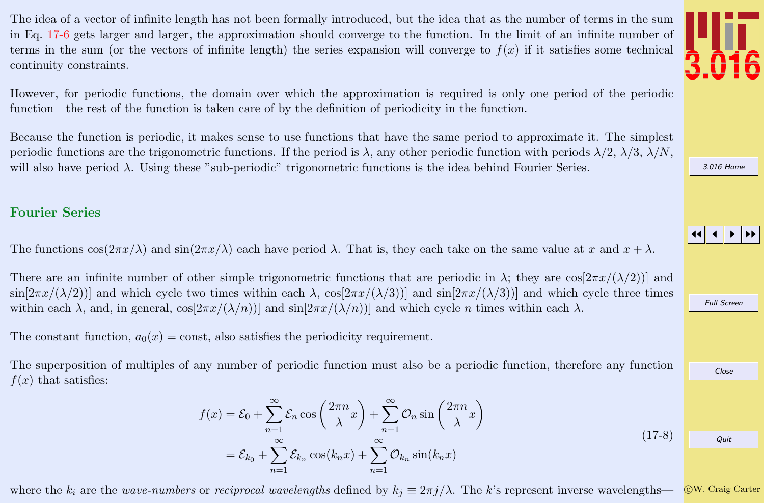The idea of a vector of infinite length has not been formally introduced, but the idea that as the number of terms in the sum in Eq. 17-6 gets larger and larger, the approximation should converge to the function. In the limit of an infinite number of terms in the sum (or the vectors of infinite length) the series expansion will converge to $f(x)$ if it satisfies some technical continuity constraints.

However, for periodic functions, the domain over which the approximation is required is only one period of the periodic function—the rest of the function is taken care of by the definition of periodicity in the function.

Because the function is periodic, it makes sense to use functions that have the same period to approximate it. The simplest periodic functions are the trigonometric functions. If the period is $\lambda$, any other periodic function with periods $\lambda/2$, $\lambda/3$, $\lambda/N$, will also have period $\lambda$. Using these "sub-periodic" trigonometric functions is the idea behind Fourier Series.

## Fourier Series

The functions $\cos(2\pi x/\lambda)$ and $\sin(2\pi x/\lambda)$ each have period $\lambda$. That is, they each take on the same value at $x$ and $x + \lambda$.

There are an infinite number of other simple trigonometric functions that are periodic in $\lambda$; they are $\cos[2\pi x/(\lambda/2))]$ and $\sin[2\pi x/(\lambda/2))]$ and which cycle two times within each $\lambda$, $\cos[2\pi x/(\lambda/3))]$ and $\sin[2\pi x/(\lambda/3))]$ and which cycle three times within each $\lambda$, and, in general, $\cos[2\pi x/(\lambda/n))]$ and $\sin[2\pi x/(\lambda/n))]$ and which cycle $n$ times within each $\lambda$.

The constant function, $a_0(x) = \text{const}$, also satisfies the periodicity requirement.

The superposition of multiples of any number of periodic function must also be a periodic function, therefore any function $f(x)$ that satisfies:

$$
\begin{aligned}
f(x) &= \mathcal{E}_0 + \sum_{n=1}^{\infty} \mathcal{E}_n \cos\left(\frac{2\pi n}{\lambda}x\right) + \sum_{n=1}^{\infty} \mathcal{O}_n \sin\left(\frac{2\pi n}{\lambda}x\right) \\
&= \mathcal{E}_{k_0} + \sum_{n=1}^{\infty} \mathcal{E}_{k_n} \cos(k_n x) + \sum_{n=1}^{\infty} \mathcal{O}_{k_n} \sin(k_n x)
\end{aligned}
\tag{17-8}
$$

where the $k_i$ are the *wave-numbers* or *reciprocal wavelengths* defined by $k_j \equiv 2\pi j/\lambda$. The $k$'s represent inverse wavelengths—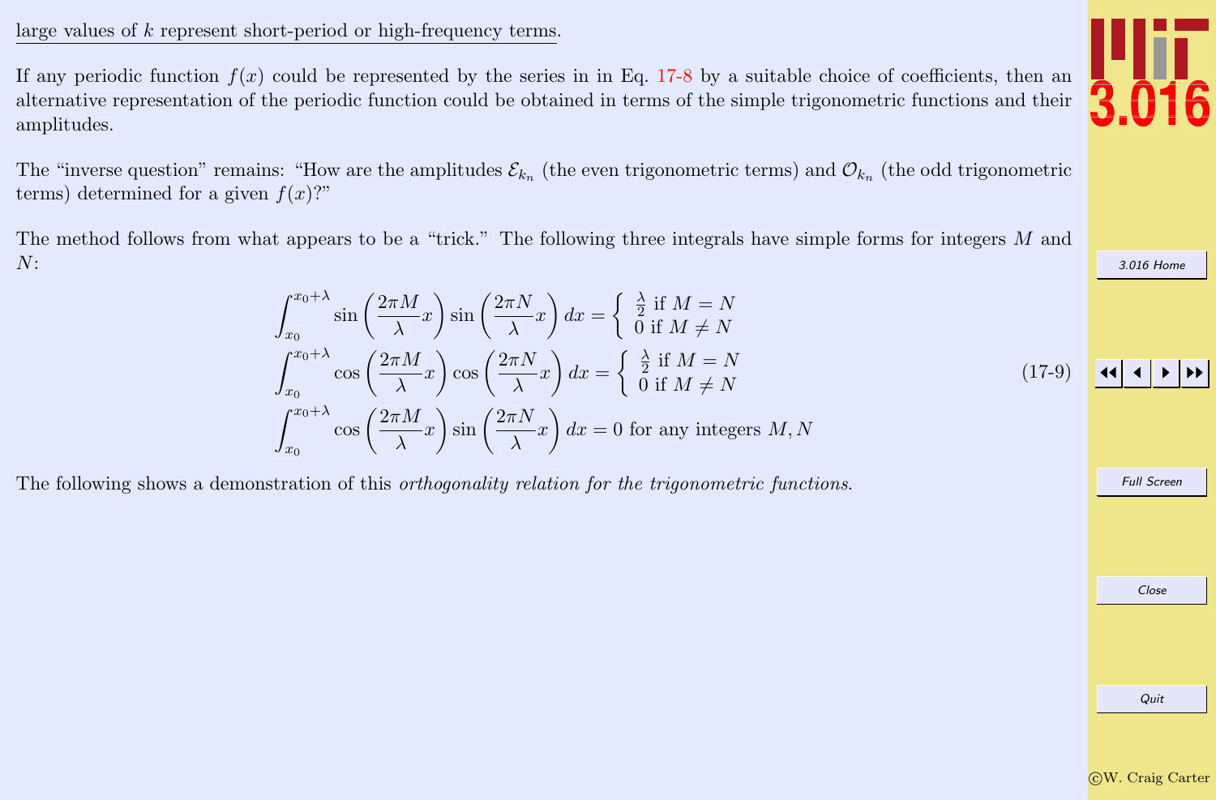large values of $k$ represent short-period or high-frequency terms.

If any periodic function $f(x)$ could be represented by the series in in Eq. 17-8 by a suitable choice of coefficients, then an alternative representation of the periodic function could be obtained in terms of the simple trigonometric functions and their amplitudes.

The "inverse question" remains: "How are the amplitudes $\mathcal{E}_{k_n}$ (the even trigonometric terms) and $\mathcal{O}_{k_n}$ (the odd trigonometric terms) determined for a given $f(x)$?"

The method follows from what appears to be a "trick." The following three integrals have simple forms for integers $M$ and $N$:

$$
\begin{aligned}
\int_{x_0}^{x_0+\lambda} \sin\left(\frac{2\pi M}{\lambda}x\right)\sin\left(\frac{2\pi N}{\lambda}x\right)dx &= \begin{cases} \frac{\lambda}{2} \text{ if } M = N \\ 0 \text{ if } M \neq N \end{cases} \\
\int_{x_0}^{x_0+\lambda} \cos\left(\frac{2\pi M}{\lambda}x\right)\cos\left(\frac{2\pi N}{\lambda}x\right)dx &= \begin{cases} \frac{\lambda}{2} \text{ if } M = N \\ 0 \text{ if } M \neq N \end{cases} \\
\int_{x_0}^{x_0+\lambda} \cos\left(\frac{2\pi M}{\lambda}x\right)\sin\left(\frac{2\pi N}{\lambda}x\right)dx &= 0 \text{ for any integers } M, N
\end{aligned}
\tag{17-9}
$$

The following shows a demonstration of this *orthogonality relation for the trigonometric functions.*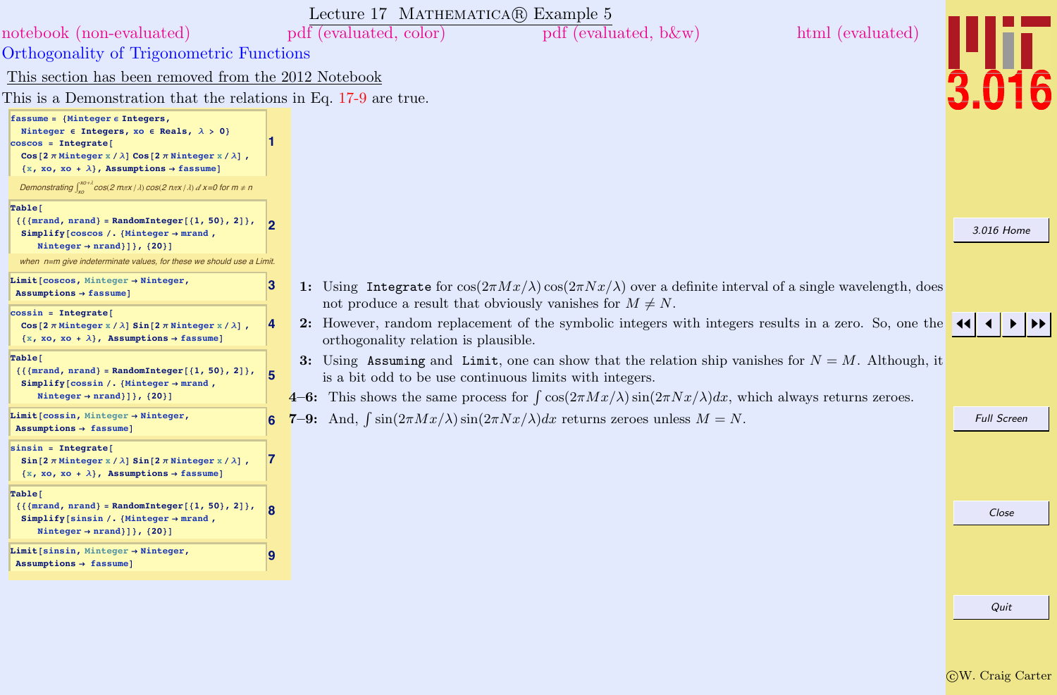# Lecture 17 MATHEMATICA® Example 5

notebook (non-evaluated) pdf (evaluated, color) pdf (evaluated, b&w) html (evaluated)

## Orthogonality of Trigonometric Functions

<u>This section has been removed from the 2012 Notebook</u>

This is a Demonstration that the relations in Eq. 17-9 are true.

```
fassume = {Minteger ∈ Integers,
  Ninteger ∈ Integers, xo ∈ Reals, λ > 0}
coscos = Integrate[
  Cos[2 π Minteger x / λ] Cos[2 π Ninteger x / λ] ,
  {x, xo, xo + λ}, Assumptions → fassume]
```
1

*Demonstrating $\int_{xo}^{xo+\lambda} \cos(2\, m\pi x/\lambda)\cos(2\, n\pi x/\lambda)\, dx = 0$ for $m \neq n$*

```
Table[
 {{{mrand, nrand} = RandomInteger[{1, 50}, 2]},
  Simplify[coscos /. {Minteger → mrand ,
     Ninteger → nrand}]}, {20}]
```
2

*when n=m give indeterminate values, for these we should use a Limit.*

```
Limit[coscos, Minteger → Ninteger,
 Assumptions → fassume]
```
3

```
cossin = Integrate[
  Cos[2 π Minteger x / λ] Sin[2 π Ninteger x / λ] ,
  {x, xo, xo + λ}, Assumptions → fassume]
```
4

```
Table[
 {{{mrand, nrand} = RandomInteger[{1, 50}, 2]},
  Simplify[cossin /. {Minteger → mrand ,
     Ninteger → nrand}]}, {20}]
```
5

```
Limit[cossin, Minteger → Ninteger,
 Assumptions → fassume]
```
6

```
sinsin = Integrate[
  Sin[2 π Minteger x / λ] Sin[2 π Ninteger x / λ] ,
  {x, xo, xo + λ}, Assumptions → fassume]
```
7

```
Table[
 {{{mrand, nrand} = RandomInteger[{1, 50}, 2]},
  Simplify[sinsin /. {Minteger → mrand ,
     Ninteger → nrand}]}, {20}]
```
8

```
Limit[sinsin, Minteger → Ninteger,
 Assumptions → fassume]
```
9

**1:** Using `Integrate` for $\cos(2\pi Mx/\lambda)\cos(2\pi Nx/\lambda)$ over a definite interval of a single wavelength, does not produce a result that obviously vanishes for $M \neq N$.

**2:** However, random replacement of the symbolic integers with integers results in a zero. So, one the orthogonality relation is plausible.

**3:** Using `Assuming` and `Limit`, one can show that the relation ship vanishes for $N = M$. Although, it is a bit odd to be use continuous limits with integers.

**4–6:** This shows the same process for $\int \cos(2\pi Mx/\lambda)\sin(2\pi Nx/\lambda)dx$, which always returns zeroes.

**7–9:** And, $\int \sin(2\pi Mx/\lambda)\sin(2\pi Nx/\lambda)dx$ returns zeroes unless $M = N$.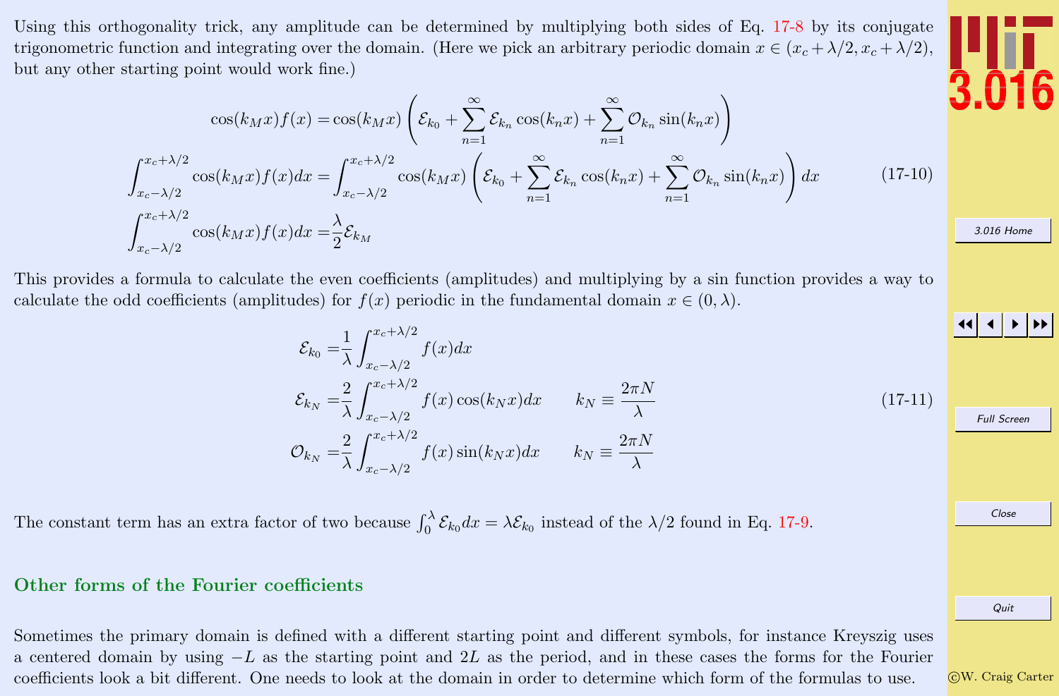Using this orthogonality trick, any amplitude can be determined by multiplying both sides of Eq. 17-8 by its conjugate trigonometric function and integrating over the domain. (Here we pick an arbitrary periodic domain $x \in (x_c + \lambda/2, x_c + \lambda/2)$, but any other starting point would work fine.)

$$
\begin{aligned}
\cos(k_M x) f(x) &= \cos(k_M x) \left( \mathcal{E}_{k_0} + \sum_{n=1}^{\infty} \mathcal{E}_{k_n} \cos(k_n x) + \sum_{n=1}^{\infty} \mathcal{O}_{k_n} \sin(k_n x) \right) \\
\int_{x_c - \lambda/2}^{x_c + \lambda/2} \cos(k_M x) f(x) dx &= \int_{x_c - \lambda/2}^{x_c + \lambda/2} \cos(k_M x) \left( \mathcal{E}_{k_0} + \sum_{n=1}^{\infty} \mathcal{E}_{k_n} \cos(k_n x) + \sum_{n=1}^{\infty} \mathcal{O}_{k_n} \sin(k_n x) \right) dx \\
\int_{x_c - \lambda/2}^{x_c + \lambda/2} \cos(k_M x) f(x) dx &= \frac{\lambda}{2} \mathcal{E}_{k_M}
\end{aligned}
\tag{17-10}
$$

This provides a formula to calculate the even coefficients (amplitudes) and multiplying by a sin function provides a way to calculate the odd coefficients (amplitudes) for $f(x)$ periodic in the fundamental domain $x \in (0, \lambda)$.

$$
\begin{aligned}
\mathcal{E}_{k_0} &= \frac{1}{\lambda} \int_{x_c - \lambda/2}^{x_c + \lambda/2} f(x) dx \\
\mathcal{E}_{k_N} &= \frac{2}{\lambda} \int_{x_c - \lambda/2}^{x_c + \lambda/2} f(x) \cos(k_N x) dx \qquad k_N \equiv \frac{2\pi N}{\lambda} \\
\mathcal{O}_{k_N} &= \frac{2}{\lambda} \int_{x_c - \lambda/2}^{x_c + \lambda/2} f(x) \sin(k_N x) dx \qquad k_N \equiv \frac{2\pi N}{\lambda}
\end{aligned}
\tag{17-11}
$$

The constant term has an extra factor of two because $\int_0^\lambda \mathcal{E}_{k_0} dx = \lambda \mathcal{E}_{k_0}$ instead of the $\lambda/2$ found in Eq. 17-9.

## Other forms of the Fourier coefficients

Sometimes the primary domain is defined with a different starting point and different symbols, for instance Kreyszig uses a centered domain by using $-L$ as the starting point and $2L$ as the period, and in these cases the forms for the Fourier coefficients look a bit different. One needs to look at the domain in order to determine which form of the formulas to use.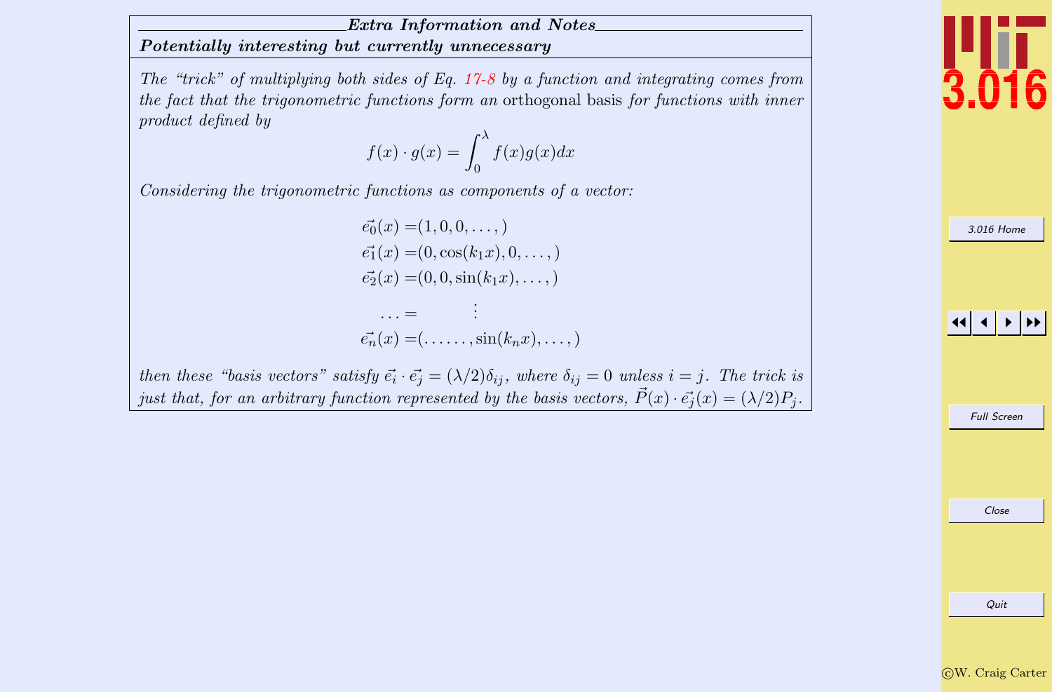## *Extra Information and Notes*

### *Potentially interesting but currently unnecessary*

*The "trick" of multiplying both sides of Eq. 17-8 by a function and integrating comes from the fact that the trigonometric functions form an* orthogonal basis *for functions with inner product defined by*

$$f(x) \cdot g(x) = \int_0^\lambda f(x)g(x)dx$$

*Considering the trigonometric functions as components of a vector:*

$$
\begin{aligned}
\vec{e_0}(x) =& (1, 0, 0, \ldots, ) \\
\vec{e_1}(x) =& (0, \cos(k_1 x), 0, \ldots, ) \\
\vec{e_2}(x) =& (0, 0, \sin(k_1 x), \ldots, ) \\
\ldots =& \quad \vdots \\
\vec{e_n}(x) =& (\ldots\ldots, \sin(k_n x), \ldots, )
\end{aligned}
$$

*then these "basis vectors" satisfy $\vec{e_i} \cdot \vec{e_j} = (\lambda/2)\delta_{ij}$, where $\delta_{ij} = 0$ unless $i = j$. The trick is just that, for an arbitrary function represented by the basis vectors, $\vec{P}(x) \cdot \vec{e_j}(x) = (\lambda/2)P_j$.*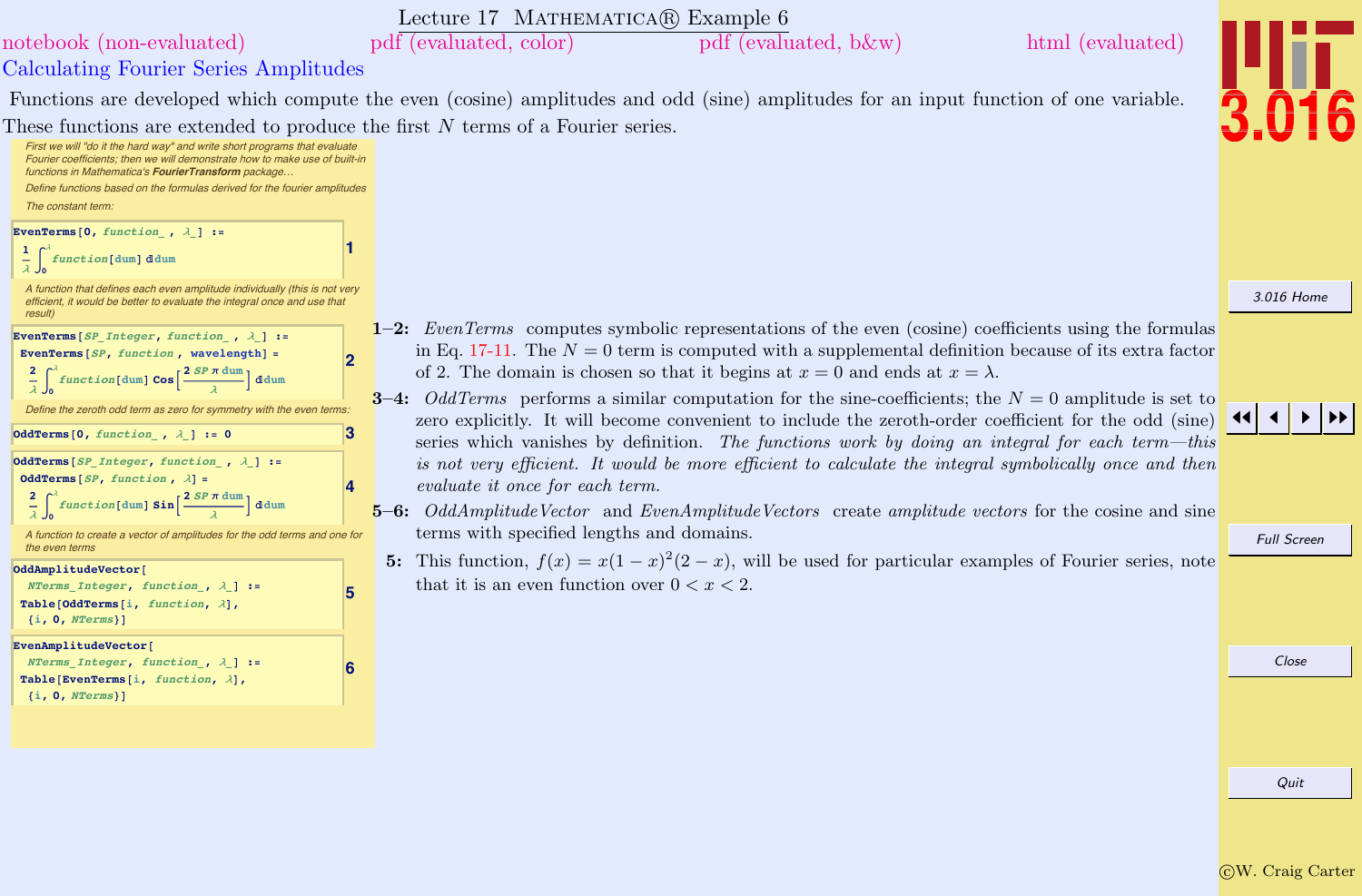# Lecture 17 Mathematica® Example 6

notebook (non-evaluated) pdf (evaluated, color) pdf (evaluated, b&w) html (evaluated)

## Calculating Fourier Series Amplitudes

Functions are developed which compute the even (cosine) amplitudes and odd (sine) amplitudes for an input function of one variable. These functions are extended to produce the first $N$ terms of a Fourier series.

*First we will "do it the hard way" and write short programs that evaluate Fourier coefficients; then we will demonstrate how to make use of built-in functions in Mathematica's **FourierTransform** package...*

*Define functions based on the formulas derived for the fourier amplitudes*

*The constant term:*

```
EvenTerms[0, function_ , λ_] :=
  1/λ ∫_0^λ function[dum] ⅆdum
```
(1)

*A function that defines each even amplitude individually (this is not very efficient, it would be better to evaluate the integral once and use that result)*

```
EvenTerms[SP_Integer, function_ , λ_] :=
 EvenTerms[SP, function , wavelength] =
  2/λ ∫_0^λ function[dum] Cos[2 SP π dum / λ] ⅆdum
```
(2)

*Define the zeroth odd term as zero for symmetry with the even terms:*

```
OddTerms[0, function_ , λ_] := 0
```
(3)

```
OddTerms[SP_Integer, function_ , λ_] :=
 OddTerms[SP, function , λ] =
  2/λ ∫_0^λ function[dum] Sin[2 SP π dum / λ] ⅆdum
```
(4)

*A function to create a vector of amplitudes for the odd terms and one for the even terms*

```
OddAmplitudeVector[
  NTerms_Integer, function_, λ_] :=
 Table[OddTerms[i, function, λ],
  {i, 0, NTerms}]
```
(5)

```
EvenAmplitudeVector[
  NTerms_Integer, function_, λ_] :=
 Table[EvenTerms[i, function, λ],
  {i, 0, NTerms}]
```
(6)

**1–2:** *EvenTerms* computes symbolic representations of the even (cosine) coefficients using the formulas in Eq. 17-11. The $N = 0$ term is computed with a supplemental definition because of its extra factor of 2. The domain is chosen so that it begins at $x = 0$ and ends at $x = \lambda$.

**3–4:** *OddTerms* performs a similar computation for the sine-coefficients; the $N = 0$ amplitude is set to zero explicitly. It will become convenient to include the zeroth-order coefficient for the odd (sine) series which vanishes by definition. *The functions work by doing an integral for each term—this is not very efficient. It would be more efficient to calculate the integral symbolically once and then evaluate it once for each term.*

**5–6:** *OddAmplitudeVector* and *EvenAmplitudeVectors* create *amplitude vectors* for the cosine and sine terms with specified lengths and domains.

**5:** This function, $f(x) = x(1-x)^2(2-x)$, will be used for particular examples of Fourier series, note that it is an even function over $0 < x < 2$.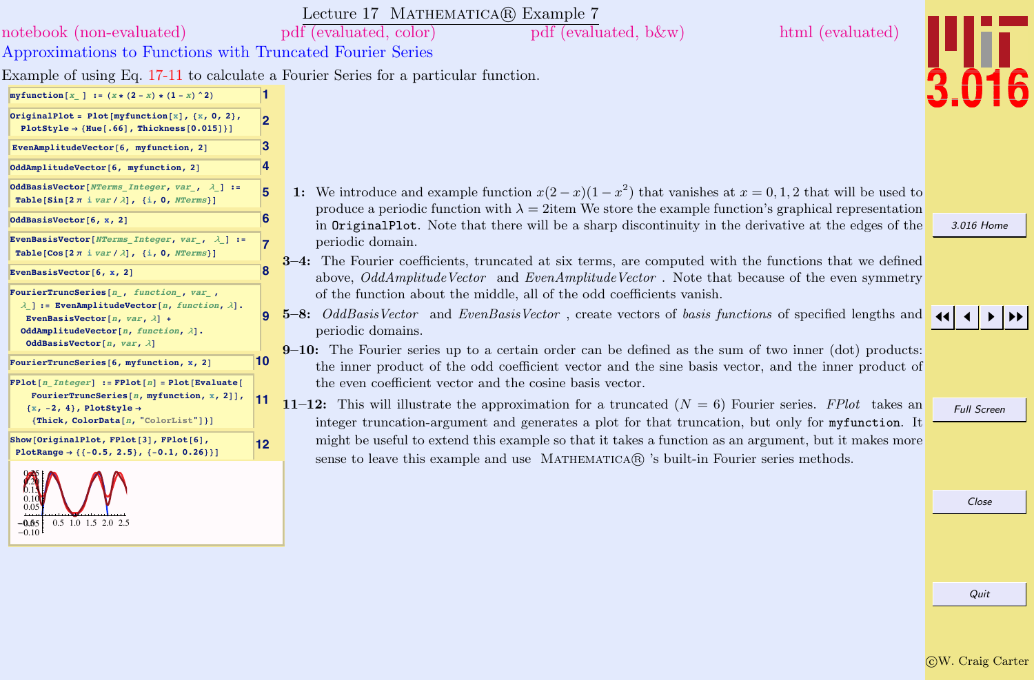# Lecture 17 MATHEMATICA® Example 7

notebook (non-evaluated) pdf (evaluated, color) pdf (evaluated, b&w) html (evaluated)

## Approximations to Functions with Truncated Fourier Series

Example of using Eq. 17-11 to calculate a Fourier Series for a particular function.

```
1   myfunction[x_] := (x*(2 - x)*(1 - x)^2)

2   OriginalPlot = Plot[myfunction[x], {x, 0, 2},
      PlotStyle → {Hue[.66], Thickness[0.015]}]

3   EvenAmplitudeVector[6, myfunction, 2]

4   OddAmplitudeVector[6, myfunction, 2]

5   OddBasisVector[NTerms_Integer, var_, λ_] :=
      Table[Sin[2 π i var / λ], {i, 0, NTerms}]

6   OddBasisVector[6, x, 2]

7   EvenBasisVector[NTerms_Integer, var_, λ_] :=
      Table[Cos[2 π i var / λ], {i, 0, NTerms}]

8   EvenBasisVector[6, x, 2]

9   FourierTruncSeries[n_, function_, var_,
      λ_] := EvenAmplitudeVector[n, function, λ].
        EvenBasisVector[n, var, λ] +
      OddAmplitudeVector[n, function, λ].
        OddBasisVector[n, var, λ]

10  FourierTruncSeries[6, myfunction, x, 2]

11  FPlot[n_Integer] := FPlot[n] = Plot[Evaluate[
        FourierTruncSeries[n, myfunction, x, 2]],
      {x, -2, 4}, PlotStyle →
        {Thick, ColorData[n, "ColorList"]}]

12  Show[OriginalPlot, FPlot[3], FPlot[6],
      PlotRange → {{-0.5, 2.5}, {-0.1, 0.26}}]
```

**1:** We introduce and example function $x(2-x)(1-x^2)$ that vanishes at $x = 0, 1, 2$ that will be used to produce a periodic function with $\lambda = 2$item We store the example function's graphical representation in `OriginalPlot`. Note that there will be a sharp discontinuity in the derivative at the edges of the periodic domain.

**3–4:** The Fourier coefficients, truncated at six terms, are computed with the functions that we defined above, *OddAmplitudeVector* and *EvenAmplitudeVector* . Note that because of the even symmetry of the function about the middle, all of the odd coefficients vanish.

**5–8:** *OddBasisVector* and *EvenBasisVector* , create vectors of *basis functions* of specified lengths and periodic domains.

**9–10:** The Fourier series up to a certain order can be defined as the sum of two inner (dot) products: the inner product of the odd coefficient vector and the sine basis vector, and the inner product of the even coefficient vector and the cosine basis vector.

**11–12:** This will illustrate the approximation for a truncated ($N = 6$) Fourier series. *FPlot* takes an integer truncation-argument and generates a plot for that truncation, but only for `myfunction`. It might be useful to extend this example so that it takes a function as an argument, but it makes more sense to leave this example and use MATHEMATICA® 's built-in Fourier series methods.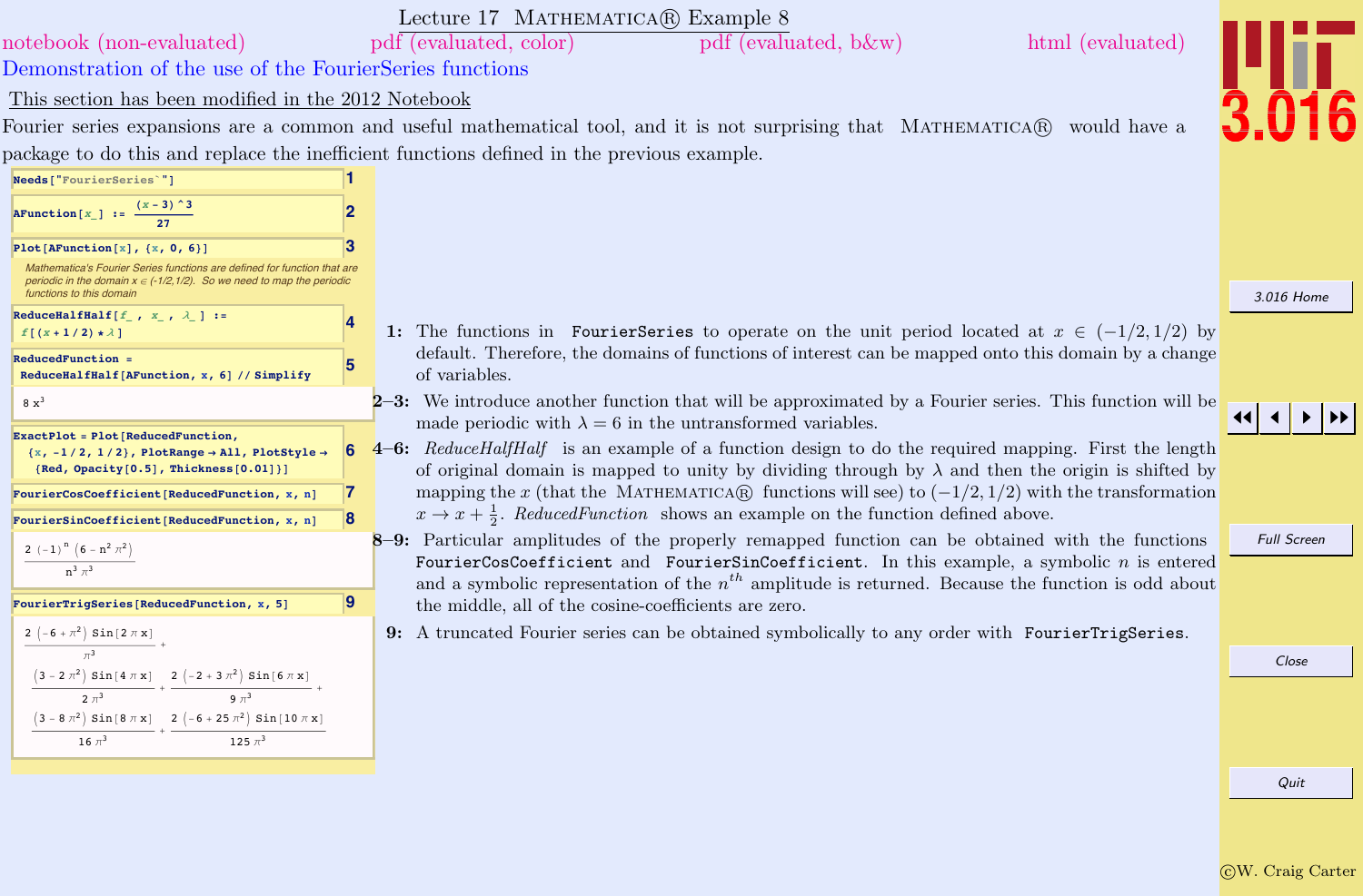# Lecture 17 Mathematica® Example 8

notebook (non-evaluated) pdf (evaluated, color) pdf (evaluated, b&w) html (evaluated)

## Demonstration of the use of the FourierSeries functions

This section has been modified in the 2012 Notebook

Fourier series expansions are a common and useful mathematical tool, and it is not surprising that Mathematica® would have a package to do this and replace the inefficient functions defined in the previous example.

```
Needs["FourierSeries`"]                                    (1)

AFunction[x_] := (x - 3)^3/27                              (2)

Plot[AFunction[x], {x, 0, 6}]                              (3)
```

*Mathematica's Fourier Series functions are defined for function that are periodic in the domain x ∈ (-1/2,1/2). So we need to map the periodic functions to this domain*

```
ReduceHalfHalf[f_, x_, λ_] :=
  f[(x + 1/2) * λ]                                         (4)

ReducedFunction =
  ReduceHalfHalf[AFunction, x, 6] // Simplify              (5)
```

$8 x^3$

```
ExactPlot = Plot[ReducedFunction,
  {x, -1/2, 1/2}, PlotRange → All, PlotStyle →
   {Red, Opacity[0.5], Thickness[0.01]}]                   (6)

FourierCosCoefficient[ReducedFunction, x, n]               (7)

FourierSinCoefficient[ReducedFunction, x, n]               (8)
```

$$\frac{2\,(-1)^n\,(6 - n^2\pi^2)}{n^3\pi^3}$$

```
FourierTrigSeries[ReducedFunction, x, 5]                   (9)
```

$$\frac{2\,(-6+\pi^2)\,\mathrm{Sin}[2\pi x]}{\pi^3} + \frac{(3-2\pi^2)\,\mathrm{Sin}[4\pi x]}{2\pi^3} + \frac{2\,(-2+3\pi^2)\,\mathrm{Sin}[6\pi x]}{9\pi^3} + \frac{(3-8\pi^2)\,\mathrm{Sin}[8\pi x]}{16\pi^3} + \frac{2\,(-6+25\pi^2)\,\mathrm{Sin}[10\pi x]}{125\pi^3}$$

**1:** The functions in `FourierSeries` to operate on the unit period located at $x \in (-1/2, 1/2)$ by default. Therefore, the domains of functions of interest can be mapped onto this domain by a change of variables.

**2–3:** We introduce another function that will be approximated by a Fourier series. This function will be made periodic with $\lambda = 6$ in the untransformed variables.

**4–6:** *ReduceHalfHalf* is an example of a function design to do the required mapping. First the length of original domain is mapped to unity by dividing through by $\lambda$ and then the origin is shifted by mapping the $x$ (that the Mathematica® functions will see) to $(-1/2, 1/2)$ with the transformation $x \to x + \frac{1}{2}$. *ReducedFunction* shows an example on the function defined above.

**8–9:** Particular amplitudes of the properly remapped function can be obtained with the functions `FourierCosCoefficient` and `FourierSinCoefficient`. In this example, a symbolic $n$ is entered and a symbolic representation of the $n^{th}$ amplitude is returned. Because the function is odd about the middle, all of the cosine-coefficients are zero.

**9:** A truncated Fourier series can be obtained symbolically to any order with `FourierTrigSeries`.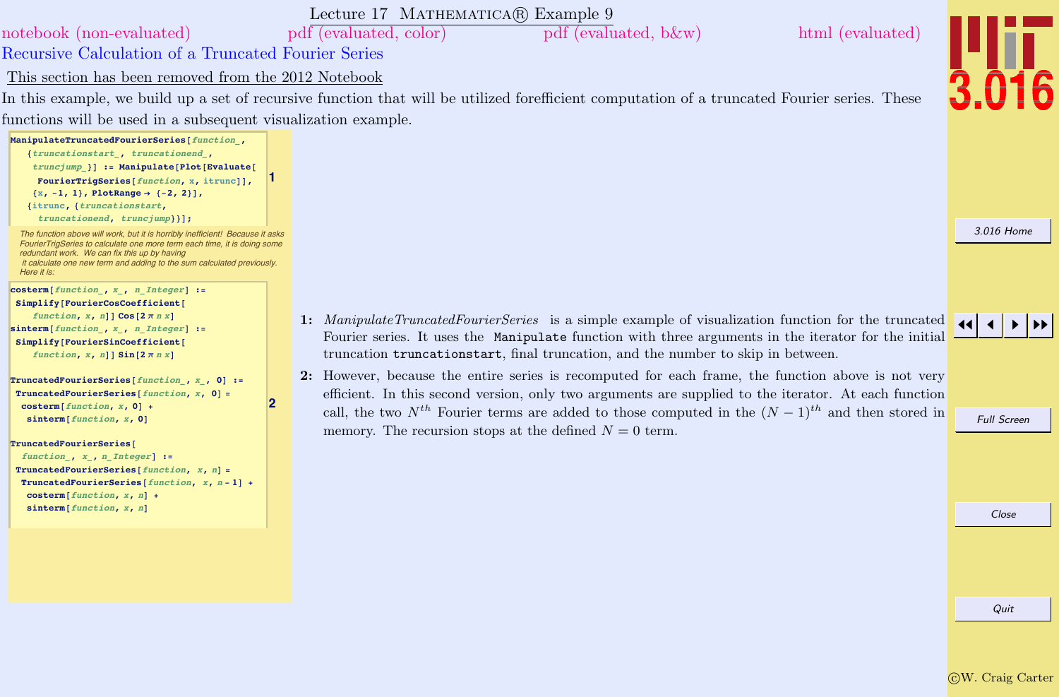# Lecture 17 MATHEMATICA® Example 9

notebook (non-evaluated) pdf (evaluated, color) pdf (evaluated, b&w) html (evaluated)

## Recursive Calculation of a Truncated Fourier Series

This section has been removed from the 2012 Notebook

In this example, we build up a set of recursive function that will be utilized forefficient computation of a truncated Fourier series. These functions will be used in a subsequent visualization example.

```
ManipulateTruncatedFourierSeries[function_,
   {truncationstart_, truncationend_,
    truncjump_}] := Manipulate[Plot[Evaluate[
     FourierTrigSeries[function, x, itrunc]],
    {x, -1, 1}, PlotRange → {-2, 2}],
   {itrunc, {truncationstart,
     truncationend, truncjump}}];
```

1

*The function above will work, but it is horribly inefficient! Because it asks FourierTrigSeries to calculate one more term each time, it is doing some redundant work. We can fix this up by having it calculate one new term and adding to the sum calculated previously. Here it is:*

```
costerm[function_, x_, n_Integer] :=
 Simplify[FourierCosCoefficient[
    function, x, n]] Cos[2 π n x]
sinterm[function_, x_, n_Integer] :=
 Simplify[FourierSinCoefficient[
    function, x, n]] Sin[2 π n x]

TruncatedFourierSeries[function_, x_, 0] :=
 TruncatedFourierSeries[function, x, 0] =
  costerm[function, x, 0] +
   sinterm[function, x, 0]

TruncatedFourierSeries[
  function_, x_, n_Integer] :=
 TruncatedFourierSeries[function, x, n] =
  TruncatedFourierSeries[function, x, n - 1] +
   costerm[function, x, n] +
   sinterm[function, x, n]
```

2

**1:** *ManipulateTruncatedFourierSeries* is a simple example of visualization function for the truncated Fourier series. It uses the `Manipulate` function with three arguments in the iterator for the initial truncation `truncationstart`, final truncation, and the number to skip in between.

**2:** However, because the entire series is recomputed for each frame, the function above is not very efficient. In this second version, only two arguments are supplied to the iterator. At each function call, the two $N^{th}$ Fourier terms are added to those computed in the $(N-1)^{th}$ and then stored in memory. The recursion stops at the defined $N = 0$ term.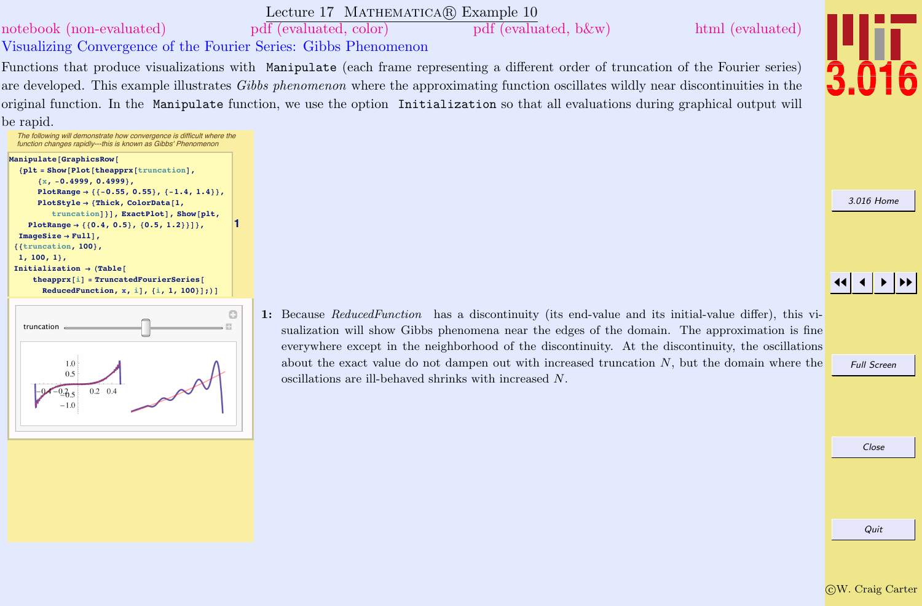# Lecture 17 MATHEMATICA® Example 10

notebook (non-evaluated) pdf (evaluated, color) pdf (evaluated, b&w) html (evaluated)

## Visualizing Convergence of the Fourier Series: Gibbs Phenomenon

Functions that produce visualizations with `Manipulate` (each frame representing a different order of truncation of the Fourier series) are developed. This example illustrates *Gibbs phenomenon* where the approximating function oscillates wildly near discontinuities in the original function. In the `Manipulate` function, we use the option `Initialization` so that all evaluations during graphical output will be rapid.

*The following will demonstrate how convergence is difficult where the function changes rapidly---this is known as Gibbs' Phenomenon*

```
Manipulate[GraphicsRow[
  {plt = Show[Plot[theapprx[truncation],
      {x, -0.4999, 0.4999},
      PlotRange → {{-0.55, 0.55}, {-1.4, 1.4}},
      PlotStyle → {Thick, ColorData[1,
          truncation]}], ExactPlot], Show[plt,
    PlotRange → {{0.4, 0.5}, {0.5, 1.2}}]},
  ImageSize → Full],
 {{truncation, 100},
  1, 100, 1},
 Initialization → (Table[
     theapprx[i] = TruncatedFourierSeries[
       ReducedFunction, x, i], {i, 1, 100}];)]
```

1

1: Because *ReducedFunction* has a discontinuity (its end-value and its initial-value differ), this visualization will show Gibbs phenomena near the edges of the domain. The approximation is fine everywhere except in the neighborhood of the discontinuity. At the discontinuity, the oscillations about the exact value do not dampen out with increased truncation $N$, but the domain where the oscillations are ill-behaved shrinks with increased $N$.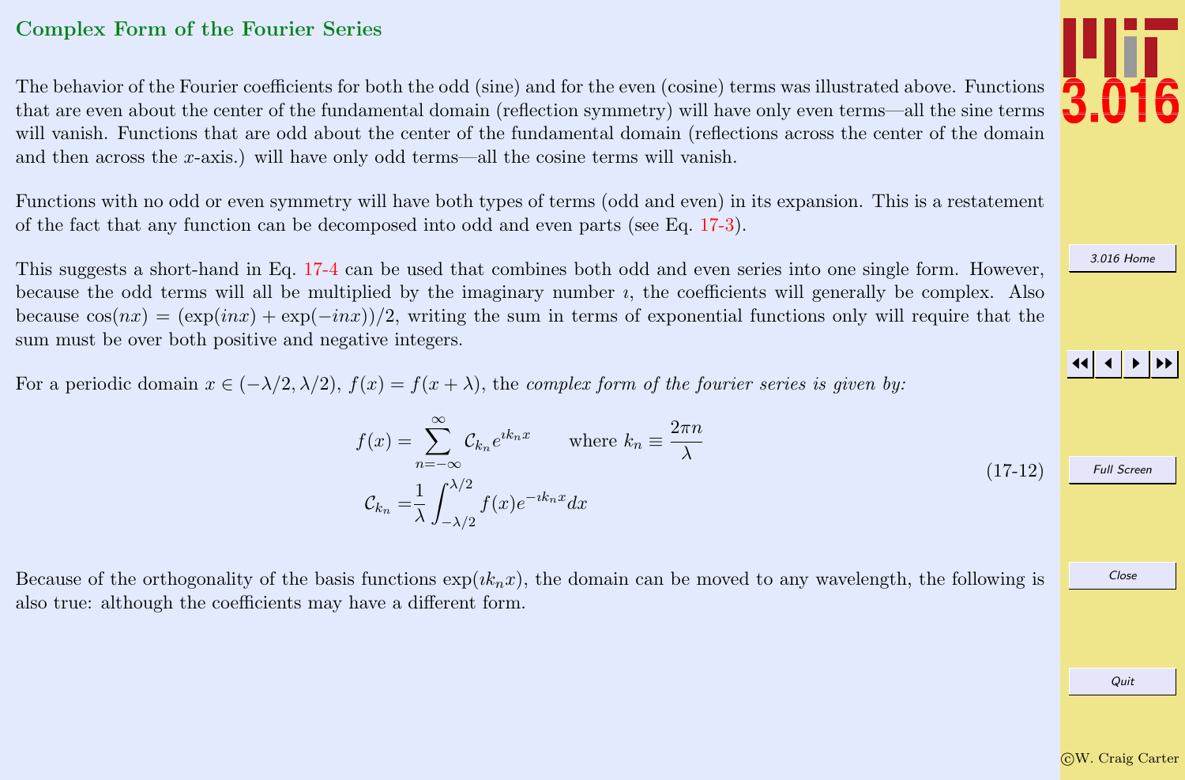## Complex Form of the Fourier Series

The behavior of the Fourier coefficients for both the odd (sine) and for the even (cosine) terms was illustrated above. Functions that are even about the center of the fundamental domain (reflection symmetry) will have only even terms—all the sine terms will vanish. Functions that are odd about the center of the fundamental domain (reflections across the center of the domain and then across the $x$-axis.) will have only odd terms—all the cosine terms will vanish.

Functions with no odd or even symmetry will have both types of terms (odd and even) in its expansion. This is a restatement of the fact that any function can be decomposed into odd and even parts (see Eq. 17-3).

This suggests a short-hand in Eq. 17-4 can be used that combines both odd and even series into one single form. However, because the odd terms will all be multiplied by the imaginary number $\imath$, the coefficients will generally be complex. Also because $\cos(nx) = (\exp(inx) + \exp(-inx))/2$, writing the sum in terms of exponential functions only will require that the sum must be over both positive and negative integers.

For a periodic domain $x \in (-\lambda/2, \lambda/2)$, $f(x) = f(x + \lambda)$, the *complex form of the fourier series is given by:*

$$
\begin{aligned}
f(x) &= \sum_{n=-\infty}^{\infty} \mathcal{C}_{k_n} e^{\imath k_n x} \qquad \text{where } k_n \equiv \frac{2\pi n}{\lambda} \\
\mathcal{C}_{k_n} &= \frac{1}{\lambda} \int_{-\lambda/2}^{\lambda/2} f(x) e^{-\imath k_n x} dx
\end{aligned}
\tag{17-12}
$$

Because of the orthogonality of the basis functions $\exp(\imath k_n x)$, the domain can be moved to any wavelength, the following is also true: although the coefficients may have a different form.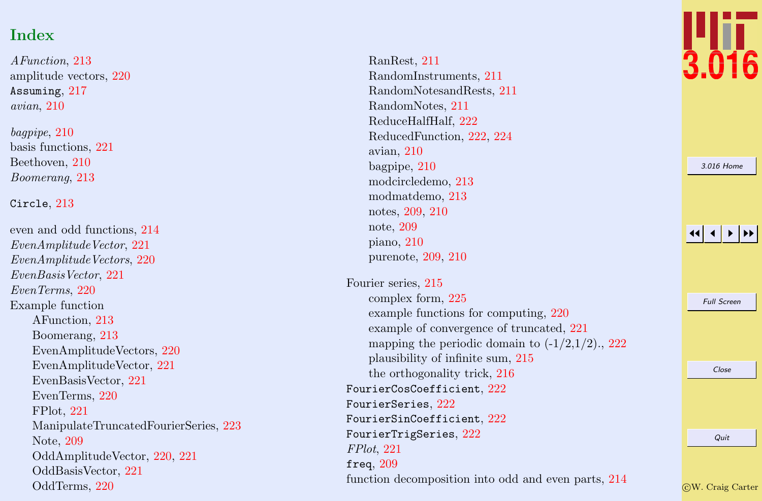# Index

*AFunction*, 213
amplitude vectors, 220
`Assuming`, 217
*avian*, 210

*bagpipe*, 210
basis functions, 221
Beethoven, 210
*Boomerang*, 213

`Circle`, 213

even and odd functions, 214
*EvenAmplitudeVector*, 221
*EvenAmplitudeVectors*, 220
*EvenBasisVector*, 221
*EvenTerms*, 220
Example function
- AFunction, 213
- Boomerang, 213
- EvenAmplitudeVectors, 220
- EvenAmplitudeVector, 221
- EvenBasisVector, 221
- EvenTerms, 220
- FPlot, 221
- ManipulateTruncatedFourierSeries, 223
- Note, 209
- OddAmplitudeVector, 220, 221
- OddBasisVector, 221
- OddTerms, 220
- RanRest, 211
- RandomInstruments, 211
- RandomNotesandRests, 211
- RandomNotes, 211
- ReduceHalfHalf, 222
- ReducedFunction, 222, 224
- avian, 210
- bagpipe, 210
- modcircledemo, 213
- modmatdemo, 213
- notes, 209, 210
- note, 209
- piano, 210
- purenote, 209, 210

Fourier series, 215
- complex form, 225
- example functions for computing, 220
- example of convergence of truncated, 221
- mapping the periodic domain to (-1/2,1/2)., 222
- plausibility of infinite sum, 215
- the orthogonality trick, 216

`FourierCosCoefficient`, 222
`FourierSeries`, 222
`FourierSinCoefficient`, 222
`FourierTrigSeries`, 222
*FPlot*, 221
`freq`, 209
function decomposition into odd and even parts, 214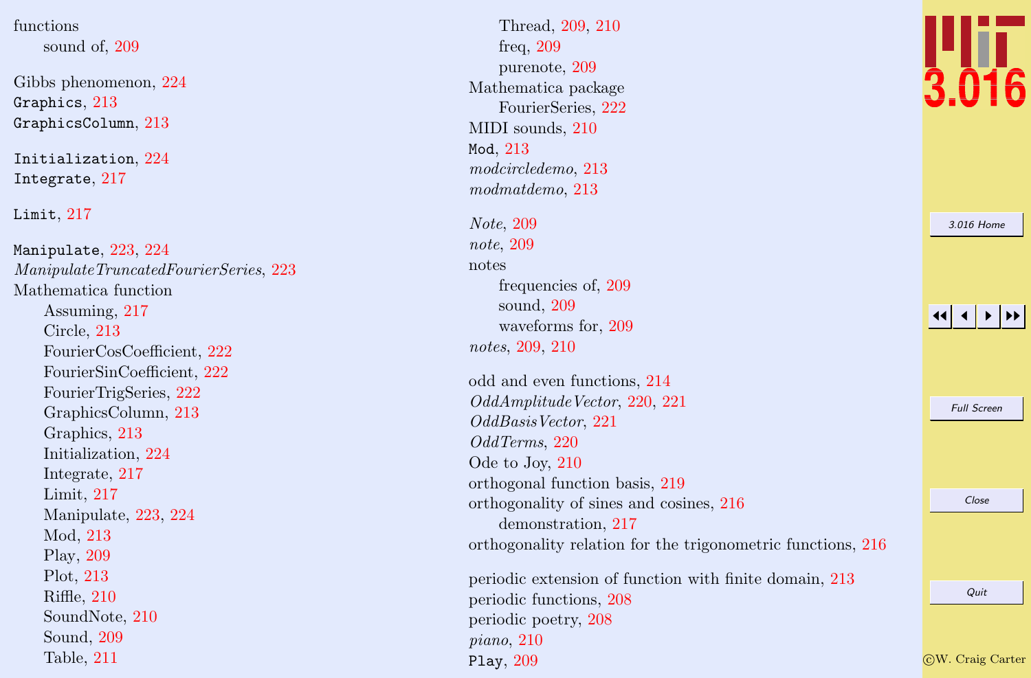functions
  sound of, 209

Gibbs phenomenon, 224
`Graphics`, 213
`GraphicsColumn`, 213

`Initialization`, 224
`Integrate`, 217

`Limit`, 217

`Manipulate`, 223, 224
*ManipulateTruncatedFourierSeries*, 223
Mathematica function
  Assuming, 217
  Circle, 213
  FourierCosCoefficient, 222
  FourierSinCoefficient, 222
  FourierTrigSeries, 222
  GraphicsColumn, 213
  Graphics, 213
  Initialization, 224
  Integrate, 217
  Limit, 217
  Manipulate, 223, 224
  Mod, 213
  Play, 209
  Plot, 213
  Riffle, 210
  SoundNote, 210
  Sound, 209
  Table, 211
  Thread, 209, 210
  freq, 209
  purenote, 209
Mathematica package
  FourierSeries, 222
MIDI sounds, 210
`Mod`, 213
*modcircledemo*, 213
*modmatdemo*, 213

*Note*, 209
*note*, 209
notes
  frequencies of, 209
  sound, 209
  waveforms for, 209
*notes*, 209, 210

odd and even functions, 214
*OddAmplitudeVector*, 220, 221
*OddBasisVector*, 221
*OddTerms*, 220
Ode to Joy, 210
orthogonal function basis, 219
orthogonality of sines and cosines, 216
  demonstration, 217
orthogonality relation for the trigonometric functions, 216

periodic extension of function with finite domain, 213
periodic functions, 208
periodic poetry, 208
*piano*, 210
`Play`, 209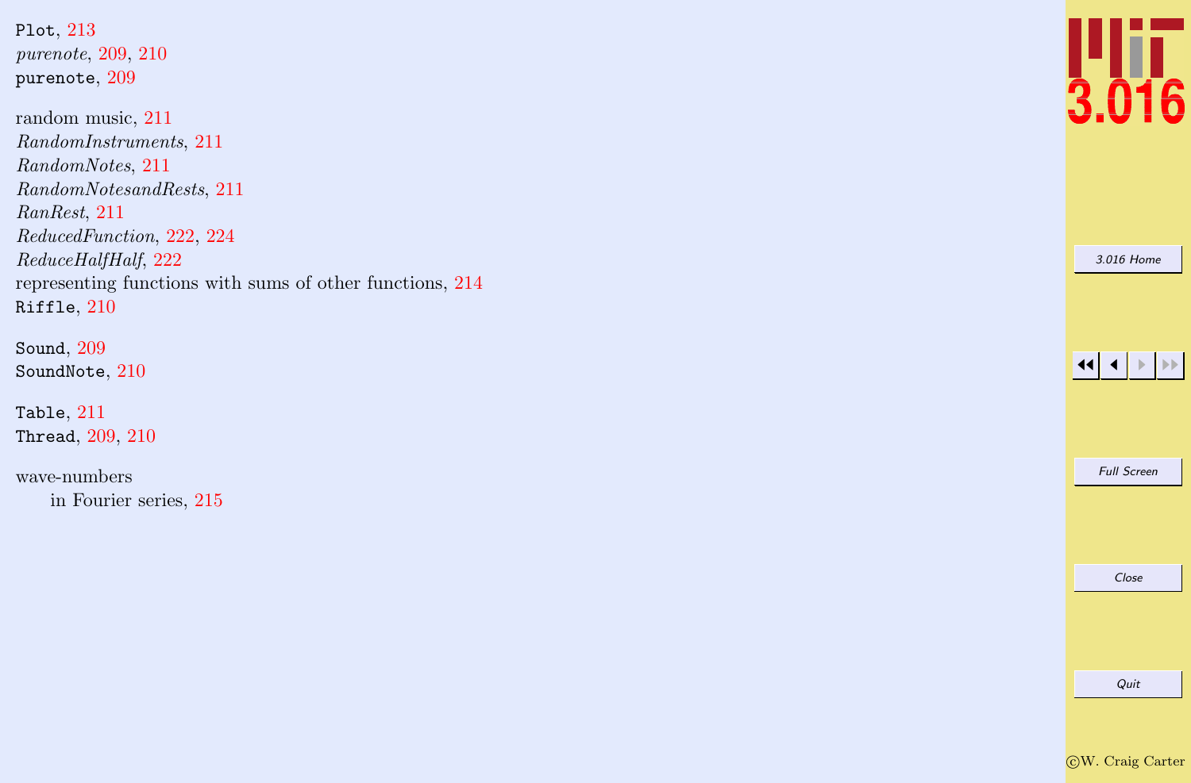`Plot`, 213
*purenote*, 209, 210
`purenote`, 209

random music, 211
*RandomInstruments*, 211
*RandomNotes*, 211
*RandomNotesandRests*, 211
*RanRest*, 211
*ReducedFunction*, 222, 224
*ReduceHalfHalf*, 222
representing functions with sums of other functions, 214
`Riffle`, 210

`Sound`, 209
`SoundNote`, 210

`Table`, 211
`Thread`, 209, 210

wave-numbers
    in Fourier series, 215